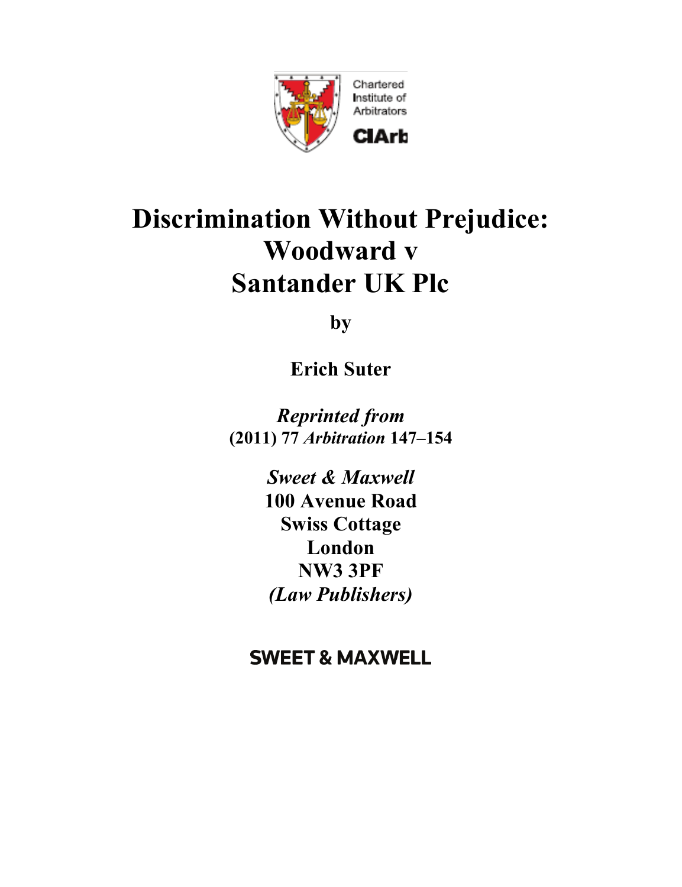Chartered Institute of Arbitrators

CIArb

# Discrimination Without Prejudice: Woodward v Santander UK Plc

**by**

**Erich Suter**

***Reprinted from***
**(2011) 77 *Arbitration* 147–154**

***Sweet & Maxwell***
**100 Avenue Road**
**Swiss Cottage**
**London**
**NW3 3PF**
***(Law Publishers)***

**SWEET & MAXWELL**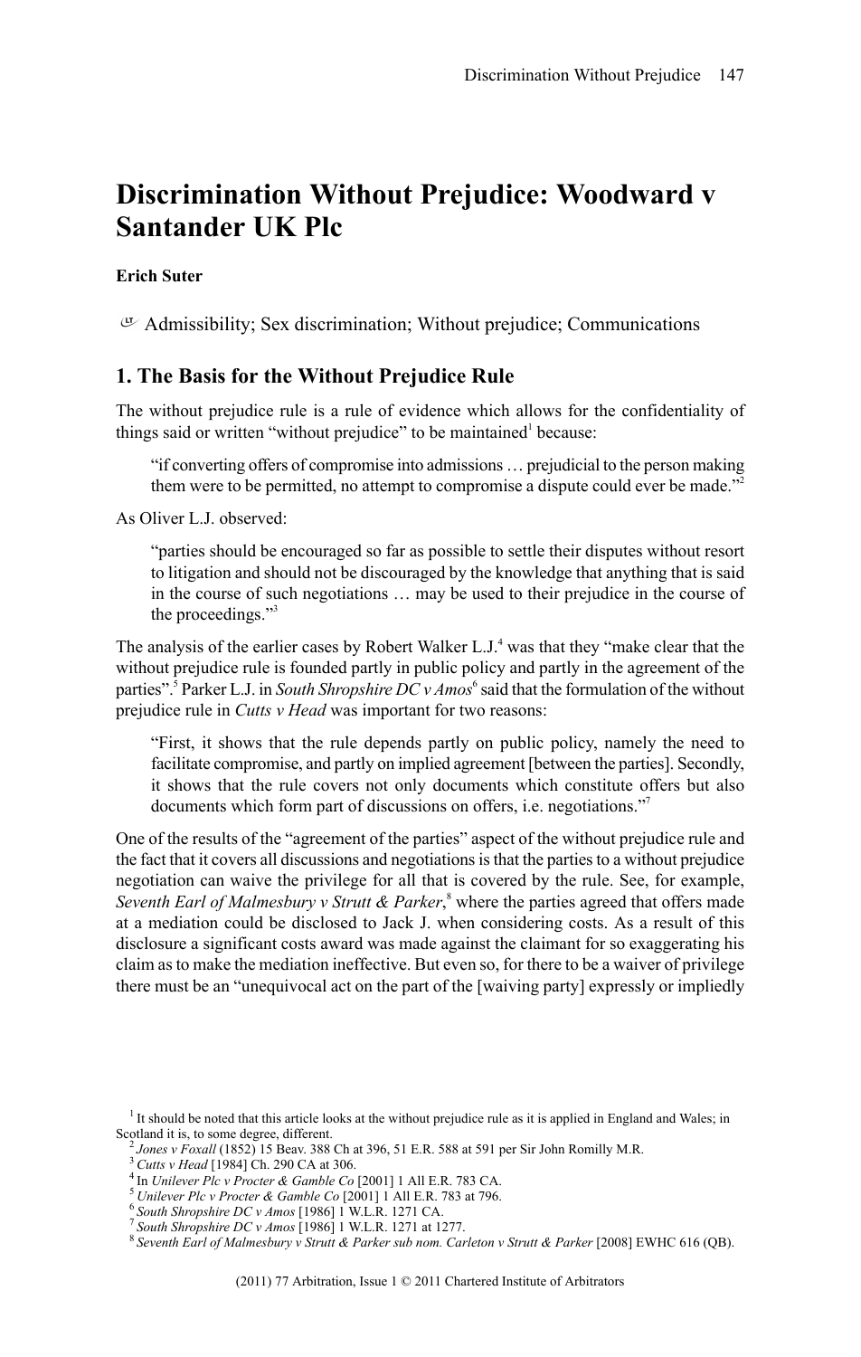# Discrimination Without Prejudice: Woodward v Santander UK Plc

**Erich Suter**

Admissibility; Sex discrimination; Without prejudice; Communications

## 1. The Basis for the Without Prejudice Rule

The without prejudice rule is a rule of evidence which allows for the confidentiality of things said or written "without prejudice" to be maintained[1] because:

> "if converting offers of compromise into admissions … prejudicial to the person making them were to be permitted, no attempt to compromise a dispute could ever be made."[2]

As Oliver L.J. observed:

> "parties should be encouraged so far as possible to settle their disputes without resort to litigation and should not be discouraged by the knowledge that anything that is said in the course of such negotiations … may be used to their prejudice in the course of the proceedings."[3]

The analysis of the earlier cases by Robert Walker L.J.[4] was that they "make clear that the without prejudice rule is founded partly in public policy and partly in the agreement of the parties".[5] Parker L.J. in *South Shropshire DC v Amos*[6] said that the formulation of the without prejudice rule in *Cutts v Head* was important for two reasons:

> "First, it shows that the rule depends partly on public policy, namely the need to facilitate compromise, and partly on implied agreement [between the parties]. Secondly, it shows that the rule covers not only documents which constitute offers but also documents which form part of discussions on offers, i.e. negotiations."[7]

One of the results of the "agreement of the parties" aspect of the without prejudice rule and the fact that it covers all discussions and negotiations is that the parties to a without prejudice negotiation can waive the privilege for all that is covered by the rule. See, for example, *Seventh Earl of Malmesbury v Strutt & Parker*,[8] where the parties agreed that offers made at a mediation could be disclosed to Jack J. when considering costs. As a result of this disclosure a significant costs award was made against the claimant for so exaggerating his claim as to make the mediation ineffective. But even so, for there to be a waiver of privilege there must be an "unequivocal act on the part of the [waiving party] expressly or impliedly

---

[1] It should be noted that this article looks at the without prejudice rule as it is applied in England and Wales; in Scotland it is, to some degree, different.

[2] *Jones v Foxall* (1852) 15 Beav. 388 Ch at 396, 51 E.R. 588 at 591 per Sir John Romilly M.R.

[3] *Cutts v Head* [1984] Ch. 290 CA at 306.

[4] In *Unilever Plc v Procter & Gamble Co* [2001] 1 All E.R. 783 CA.

[5] *Unilever Plc v Procter & Gamble Co* [2001] 1 All E.R. 783 at 796.

[6] *South Shropshire DC v Amos* [1986] 1 W.L.R. 1271 CA.

[7] *South Shropshire DC v Amos* [1986] 1 W.L.R. 1271 at 1277.

[8] *Seventh Earl of Malmesbury v Strutt & Parker sub nom. Carleton v Strutt & Parker* [2008] EWHC 616 (QB).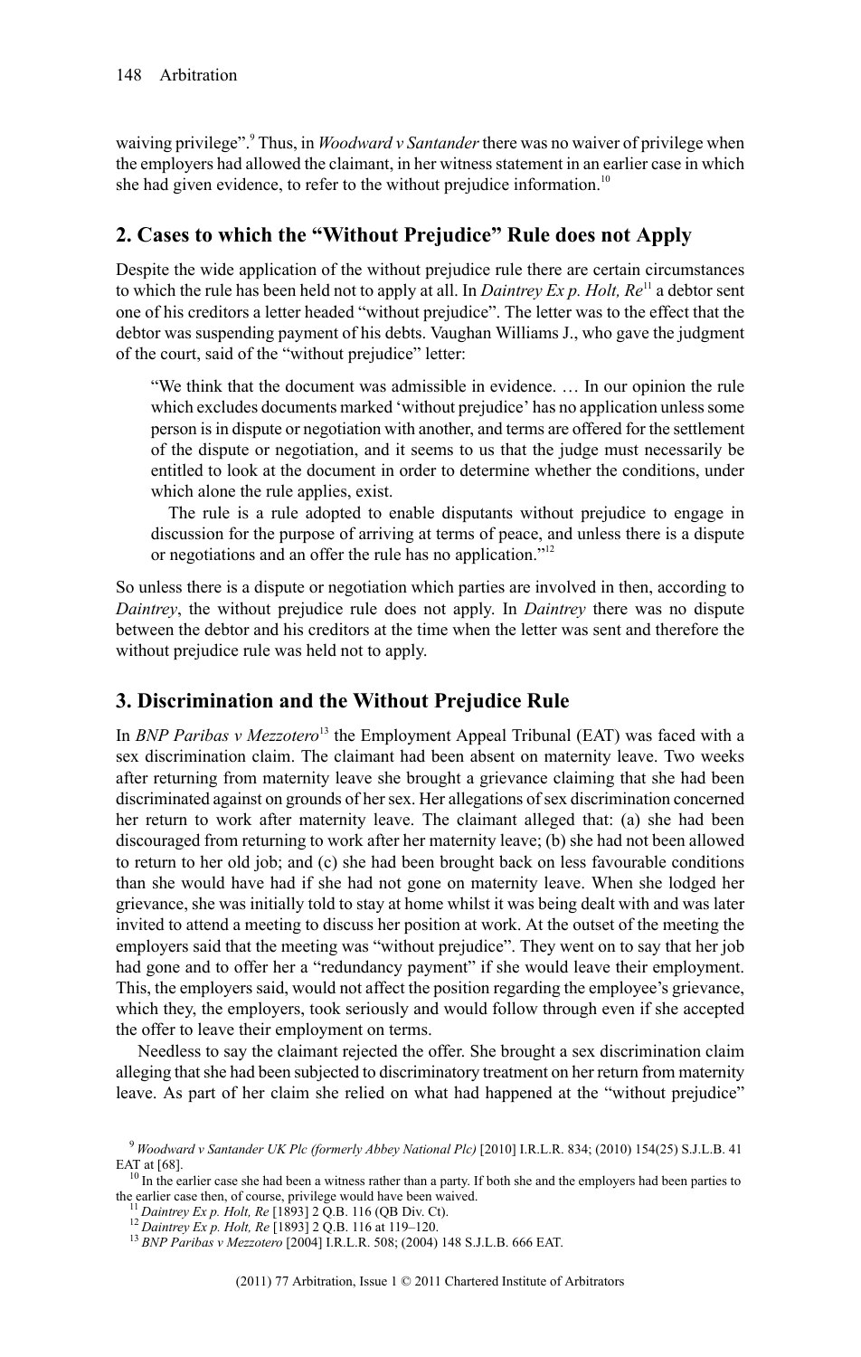waiving privilege".[9] Thus, in *Woodward v Santander* there was no waiver of privilege when the employers had allowed the claimant, in her witness statement in an earlier case in which she had given evidence, to refer to the without prejudice information.[10]

## 2. Cases to which the "Without Prejudice" Rule does not Apply

Despite the wide application of the without prejudice rule there are certain circumstances to which the rule has been held not to apply at all. In *Daintrey Ex p. Holt, Re*[11] a debtor sent one of his creditors a letter headed "without prejudice". The letter was to the effect that the debtor was suspending payment of his debts. Vaughan Williams J., who gave the judgment of the court, said of the "without prejudice" letter:

> "We think that the document was admissible in evidence. … In our opinion the rule which excludes documents marked 'without prejudice' has no application unless some person is in dispute or negotiation with another, and terms are offered for the settlement of the dispute or negotiation, and it seems to us that the judge must necessarily be entitled to look at the document in order to determine whether the conditions, under which alone the rule applies, exist.
>
> The rule is a rule adopted to enable disputants without prejudice to engage in discussion for the purpose of arriving at terms of peace, and unless there is a dispute or negotiations and an offer the rule has no application."[12]

So unless there is a dispute or negotiation which parties are involved in then, according to *Daintrey*, the without prejudice rule does not apply. In *Daintrey* there was no dispute between the debtor and his creditors at the time when the letter was sent and therefore the without prejudice rule was held not to apply.

## 3. Discrimination and the Without Prejudice Rule

In *BNP Paribas v Mezzotero*[13] the Employment Appeal Tribunal (EAT) was faced with a sex discrimination claim. The claimant had been absent on maternity leave. Two weeks after returning from maternity leave she brought a grievance claiming that she had been discriminated against on grounds of her sex. Her allegations of sex discrimination concerned her return to work after maternity leave. The claimant alleged that: (a) she had been discouraged from returning to work after her maternity leave; (b) she had not been allowed to return to her old job; and (c) she had been brought back on less favourable conditions than she would have had if she had not gone on maternity leave. When she lodged her grievance, she was initially told to stay at home whilst it was being dealt with and was later invited to attend a meeting to discuss her position at work. At the outset of the meeting the employers said that the meeting was "without prejudice". They went on to say that her job had gone and to offer her a "redundancy payment" if she would leave their employment. This, the employers said, would not affect the position regarding the employee's grievance, which they, the employers, took seriously and would follow through even if she accepted the offer to leave their employment on terms.

Needless to say the claimant rejected the offer. She brought a sex discrimination claim alleging that she had been subjected to discriminatory treatment on her return from maternity leave. As part of her claim she relied on what had happened at the "without prejudice"

---

[9] *Woodward v Santander UK Plc (formerly Abbey National Plc)* [2010] I.R.L.R. 834; (2010) 154(25) S.J.L.B. 41 EAT at [68].

[10] In the earlier case she had been a witness rather than a party. If both she and the employers had been parties to the earlier case then, of course, privilege would have been waived.

[11] *Daintrey Ex p. Holt, Re* [1893] 2 Q.B. 116 (QB Div. Ct).

[12] *Daintrey Ex p. Holt, Re* [1893] 2 Q.B. 116 at 119–120.

[13] *BNP Paribas v Mezzotero* [2004] I.R.L.R. 508; (2004) 148 S.J.L.B. 666 EAT.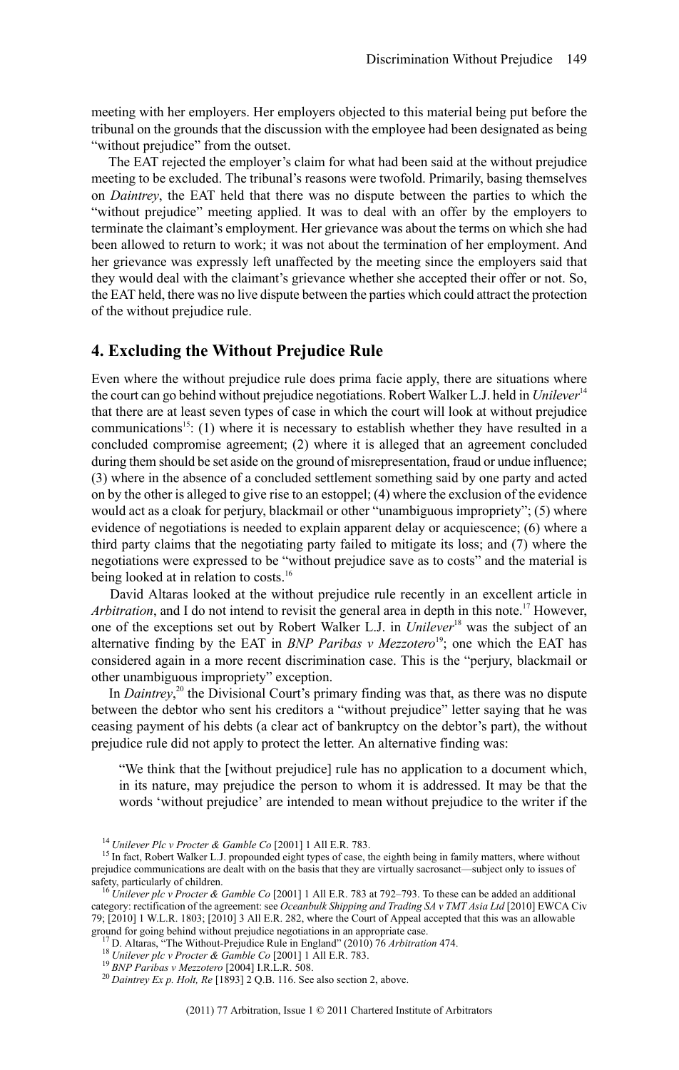meeting with her employers. Her employers objected to this material being put before the tribunal on the grounds that the discussion with the employee had been designated as being "without prejudice" from the outset.

The EAT rejected the employer's claim for what had been said at the without prejudice meeting to be excluded. The tribunal's reasons were twofold. Primarily, basing themselves on *Daintrey*, the EAT held that there was no dispute between the parties to which the "without prejudice" meeting applied. It was to deal with an offer by the employers to terminate the claimant's employment. Her grievance was about the terms on which she had been allowed to return to work; it was not about the termination of her employment. And her grievance was expressly left unaffected by the meeting since the employers said that they would deal with the claimant's grievance whether she accepted their offer or not. So, the EAT held, there was no live dispute between the parties which could attract the protection of the without prejudice rule.

## 4. Excluding the Without Prejudice Rule

Even where the without prejudice rule does prima facie apply, there are situations where the court can go behind without prejudice negotiations. Robert Walker L.J. held in *Unilever*[14] that there are at least seven types of case in which the court will look at without prejudice communications[15]: (1) where it is necessary to establish whether they have resulted in a concluded compromise agreement; (2) where it is alleged that an agreement concluded during them should be set aside on the ground of misrepresentation, fraud or undue influence; (3) where in the absence of a concluded settlement something said by one party and acted on by the other is alleged to give rise to an estoppel; (4) where the exclusion of the evidence would act as a cloak for perjury, blackmail or other "unambiguous impropriety"; (5) where evidence of negotiations is needed to explain apparent delay or acquiescence; (6) where a third party claims that the negotiating party failed to mitigate its loss; and (7) where the negotiations were expressed to be "without prejudice save as to costs" and the material is being looked at in relation to costs.[16]

David Altaras looked at the without prejudice rule recently in an excellent article in *Arbitration*, and I do not intend to revisit the general area in depth in this note.[17] However, one of the exceptions set out by Robert Walker L.J. in *Unilever*[18] was the subject of an alternative finding by the EAT in *BNP Paribas v Mezzotero*[19]; one which the EAT has considered again in a more recent discrimination case. This is the "perjury, blackmail or other unambiguous impropriety" exception.

In *Daintrey*,[20] the Divisional Court's primary finding was that, as there was no dispute between the debtor who sent his creditors a "without prejudice" letter saying that he was ceasing payment of his debts (a clear act of bankruptcy on the debtor's part), the without prejudice rule did not apply to protect the letter. An alternative finding was:

> "We think that the [without prejudice] rule has no application to a document which, in its nature, may prejudice the person to whom it is addressed. It may be that the words 'without prejudice' are intended to mean without prejudice to the writer if the

---

[14] *Unilever Plc v Procter & Gamble Co* [2001] 1 All E.R. 783.

[15] In fact, Robert Walker L.J. propounded eight types of case, the eighth being in family matters, where without prejudice communications are dealt with on the basis that they are virtually sacrosanct—subject only to issues of safety, particularly of children.

[16] *Unilever plc v Procter & Gamble Co* [2001] 1 All E.R. 783 at 792–793. To these can be added an additional category: rectification of the agreement: see *Oceanbulk Shipping and Trading SA v TMT Asia Ltd* [2010] EWCA Civ 79; [2010] 1 W.L.R. 1803; [2010] 3 All E.R. 282, where the Court of Appeal accepted that this was an allowable ground for going behind without prejudice negotiations in an appropriate case.

[17] D. Altaras, "The Without-Prejudice Rule in England" (2010) 76 *Arbitration* 474.

[18] *Unilever plc v Procter & Gamble Co* [2001] 1 All E.R. 783.

[19] *BNP Paribas v Mezzotero* [2004] I.R.L.R. 508.

[20] *Daintrey Ex p. Holt, Re* [1893] 2 Q.B. 116. See also section 2, above.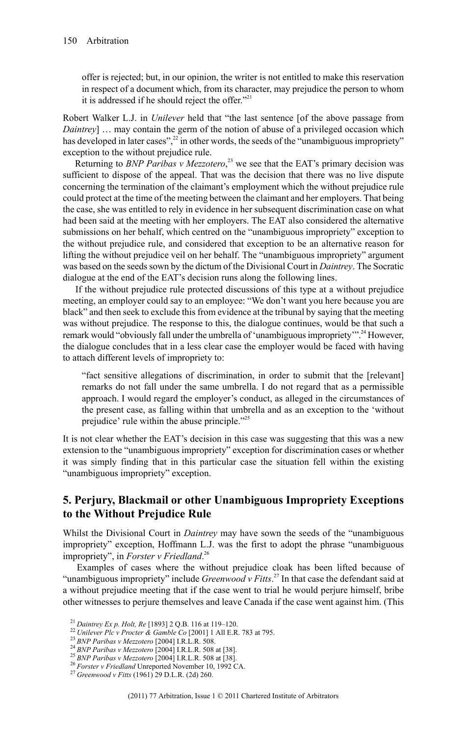offer is rejected; but, in our opinion, the writer is not entitled to make this reservation in respect of a document which, from its character, may prejudice the person to whom it is addressed if he should reject the offer."[21]

Robert Walker L.J. in *Unilever* held that "the last sentence [of the above passage from *Daintrey*] … may contain the germ of the notion of abuse of a privileged occasion which has developed in later cases",[22] in other words, the seeds of the "unambiguous impropriety" exception to the without prejudice rule.

Returning to *BNP Paribas v Mezzotero*,[23] we see that the EAT's primary decision was sufficient to dispose of the appeal. That was the decision that there was no live dispute concerning the termination of the claimant's employment which the without prejudice rule could protect at the time of the meeting between the claimant and her employers. That being the case, she was entitled to rely in evidence in her subsequent discrimination case on what had been said at the meeting with her employers. The EAT also considered the alternative submissions on her behalf, which centred on the "unambiguous impropriety" exception to the without prejudice rule, and considered that exception to be an alternative reason for lifting the without prejudice veil on her behalf. The "unambiguous impropriety" argument was based on the seeds sown by the dictum of the Divisional Court in *Daintrey*. The Socratic dialogue at the end of the EAT's decision runs along the following lines.

If the without prejudice rule protected discussions of this type at a without prejudice meeting, an employer could say to an employee: "We don't want you here because you are black" and then seek to exclude this from evidence at the tribunal by saying that the meeting was without prejudice. The response to this, the dialogue continues, would be that such a remark would "obviously fall under the umbrella of 'unambiguous impropriety'".[24] However, the dialogue concludes that in a less clear case the employer would be faced with having to attach different levels of impropriety to:

> "fact sensitive allegations of discrimination, in order to submit that the [relevant] remarks do not fall under the same umbrella. I do not regard that as a permissible approach. I would regard the employer's conduct, as alleged in the circumstances of the present case, as falling within that umbrella and as an exception to the 'without prejudice' rule within the abuse principle."[25]

It is not clear whether the EAT's decision in this case was suggesting that this was a new extension to the "unambiguous impropriety" exception for discrimination cases or whether it was simply finding that in this particular case the situation fell within the existing "unambiguous impropriety" exception.

## 5. Perjury, Blackmail or other Unambiguous Impropriety Exceptions to the Without Prejudice Rule

Whilst the Divisional Court in *Daintrey* may have sown the seeds of the "unambiguous impropriety" exception, Hoffmann L.J. was the first to adopt the phrase "unambiguous impropriety", in *Forster v Friedland*.[26]

Examples of cases where the without prejudice cloak has been lifted because of "unambiguous impropriety" include *Greenwood v Fitts*.[27] In that case the defendant said at a without prejudice meeting that if the case went to trial he would perjure himself, bribe other witnesses to perjure themselves and leave Canada if the case went against him. (This

[21] *Daintrey Ex p. Holt, Re* [1893] 2 Q.B. 116 at 119–120.

[22] *Unilever Plc v Procter & Gamble Co* [2001] 1 All E.R. 783 at 795.

[23] *BNP Paribas v Mezzotero* [2004] I.R.L.R. 508.

[24] *BNP Paribas v Mezzotero* [2004] I.R.L.R. 508 at [38].

[25] *BNP Paribas v Mezzotero* [2004] I.R.L.R. 508 at [38].

[26] *Forster v Friedland* Unreported November 10, 1992 CA.

[27] *Greenwood v Fitts* (1961) 29 D.L.R. (2d) 260.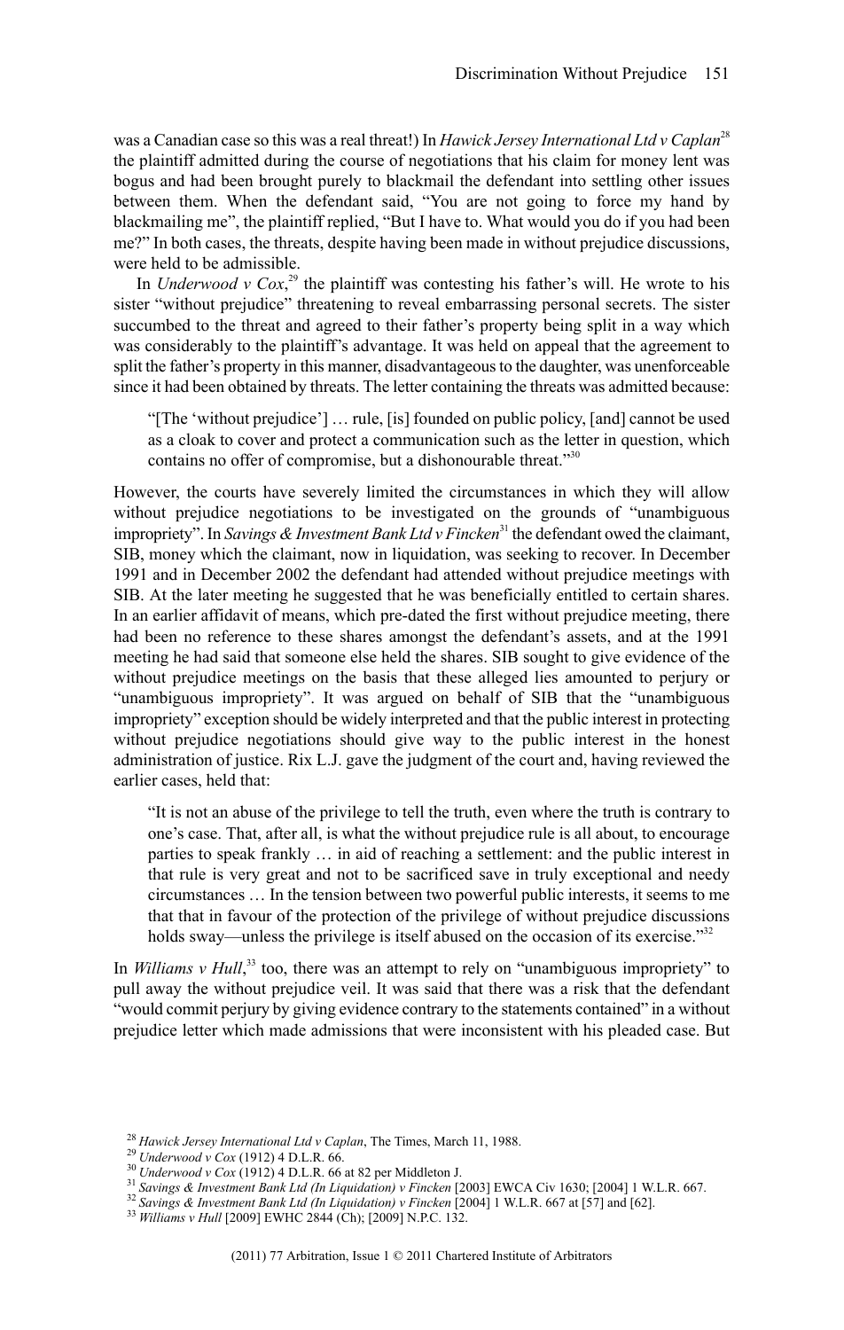was a Canadian case so this was a real threat!) In *Hawick Jersey International Ltd v Caplan*[28] the plaintiff admitted during the course of negotiations that his claim for money lent was bogus and had been brought purely to blackmail the defendant into settling other issues between them. When the defendant said, "You are not going to force my hand by blackmailing me", the plaintiff replied, "But I have to. What would you do if you had been me?" In both cases, the threats, despite having been made in without prejudice discussions, were held to be admissible.

In *Underwood v Cox*,[29] the plaintiff was contesting his father's will. He wrote to his sister "without prejudice" threatening to reveal embarrassing personal secrets. The sister succumbed to the threat and agreed to their father's property being split in a way which was considerably to the plaintiff's advantage. It was held on appeal that the agreement to split the father's property in this manner, disadvantageous to the daughter, was unenforceable since it had been obtained by threats. The letter containing the threats was admitted because:

> "[The 'without prejudice'] … rule, [is] founded on public policy, [and] cannot be used as a cloak to cover and protect a communication such as the letter in question, which contains no offer of compromise, but a dishonourable threat."[30]

However, the courts have severely limited the circumstances in which they will allow without prejudice negotiations to be investigated on the grounds of "unambiguous impropriety". In *Savings & Investment Bank Ltd v Fincken*[31] the defendant owed the claimant, SIB, money which the claimant, now in liquidation, was seeking to recover. In December 1991 and in December 2002 the defendant had attended without prejudice meetings with SIB. At the later meeting he suggested that he was beneficially entitled to certain shares. In an earlier affidavit of means, which pre-dated the first without prejudice meeting, there had been no reference to these shares amongst the defendant's assets, and at the 1991 meeting he had said that someone else held the shares. SIB sought to give evidence of the without prejudice meetings on the basis that these alleged lies amounted to perjury or "unambiguous impropriety". It was argued on behalf of SIB that the "unambiguous impropriety" exception should be widely interpreted and that the public interest in protecting without prejudice negotiations should give way to the public interest in the honest administration of justice. Rix L.J. gave the judgment of the court and, having reviewed the earlier cases, held that:

> "It is not an abuse of the privilege to tell the truth, even where the truth is contrary to one's case. That, after all, is what the without prejudice rule is all about, to encourage parties to speak frankly … in aid of reaching a settlement: and the public interest in that rule is very great and not to be sacrificed save in truly exceptional and needy circumstances … In the tension between two powerful public interests, it seems to me that that in favour of the protection of the privilege of without prejudice discussions holds sway—unless the privilege is itself abused on the occasion of its exercise."[32]

In *Williams v Hull*,[33] too, there was an attempt to rely on "unambiguous impropriety" to pull away the without prejudice veil. It was said that there was a risk that the defendant "would commit perjury by giving evidence contrary to the statements contained" in a without prejudice letter which made admissions that were inconsistent with his pleaded case. But

---

[28] *Hawick Jersey International Ltd v Caplan*, The Times, March 11, 1988.

[29] *Underwood v Cox* (1912) 4 D.L.R. 66.

[30] *Underwood v Cox* (1912) 4 D.L.R. 66 at 82 per Middleton J.

[31] *Savings & Investment Bank Ltd (In Liquidation) v Fincken* [2003] EWCA Civ 1630; [2004] 1 W.L.R. 667.

[32] *Savings & Investment Bank Ltd (In Liquidation) v Fincken* [2004] 1 W.L.R. 667 at [57] and [62].

[33] *Williams v Hull* [2009] EWHC 2844 (Ch); [2009] N.P.C. 132.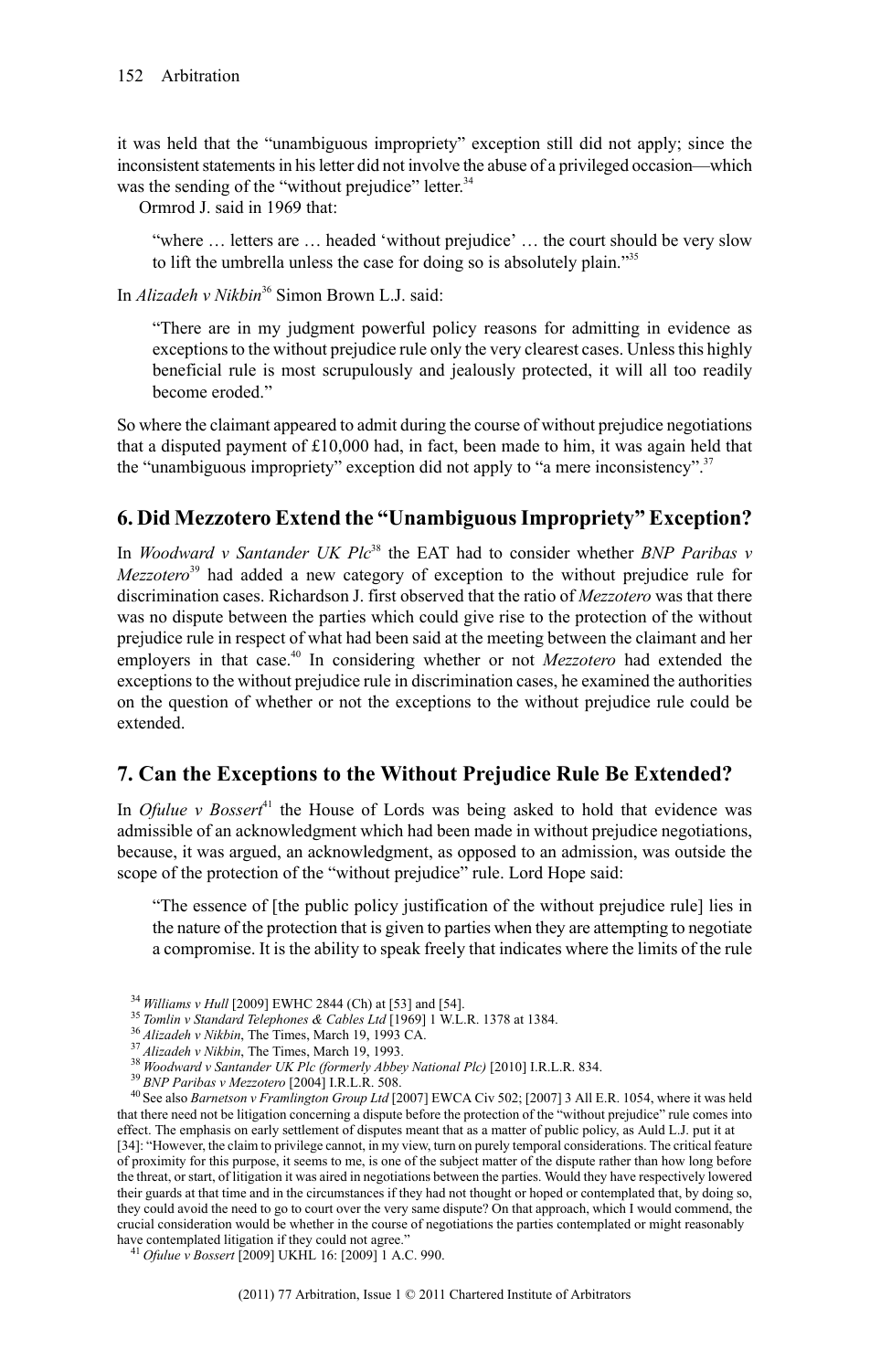it was held that the "unambiguous impropriety" exception still did not apply; since the inconsistent statements in his letter did not involve the abuse of a privileged occasion—which was the sending of the "without prejudice" letter.[34]

Ormrod J. said in 1969 that:

> "where … letters are … headed 'without prejudice' … the court should be very slow to lift the umbrella unless the case for doing so is absolutely plain."[35]

In *Alizadeh v Nikbin*[36] Simon Brown L.J. said:

> "There are in my judgment powerful policy reasons for admitting in evidence as exceptions to the without prejudice rule only the very clearest cases. Unless this highly beneficial rule is most scrupulously and jealously protected, it will all too readily become eroded."

So where the claimant appeared to admit during the course of without prejudice negotiations that a disputed payment of £10,000 had, in fact, been made to him, it was again held that the "unambiguous impropriety" exception did not apply to "a mere inconsistency".[37]

## 6. Did Mezzotero Extend the "Unambiguous Impropriety" Exception?

In *Woodward v Santander UK Plc*[38] the EAT had to consider whether *BNP Paribas v Mezzotero*[39] had added a new category of exception to the without prejudice rule for discrimination cases. Richardson J. first observed that the ratio of *Mezzotero* was that there was no dispute between the parties which could give rise to the protection of the without prejudice rule in respect of what had been said at the meeting between the claimant and her employers in that case.[40] In considering whether or not *Mezzotero* had extended the exceptions to the without prejudice rule in discrimination cases, he examined the authorities on the question of whether or not the exceptions to the without prejudice rule could be extended.

## 7. Can the Exceptions to the Without Prejudice Rule Be Extended?

In *Ofulue v Bossert*[41] the House of Lords was being asked to hold that evidence was admissible of an acknowledgment which had been made in without prejudice negotiations, because, it was argued, an acknowledgment, as opposed to an admission, was outside the scope of the protection of the "without prejudice" rule. Lord Hope said:

> "The essence of [the public policy justification of the without prejudice rule] lies in the nature of the protection that is given to parties when they are attempting to negotiate a compromise. It is the ability to speak freely that indicates where the limits of the rule

---

[34] *Williams v Hull* [2009] EWHC 2844 (Ch) at [53] and [54].

[35] *Tomlin v Standard Telephones & Cables Ltd* [1969] 1 W.L.R. 1378 at 1384.

[36] *Alizadeh v Nikbin*, The Times, March 19, 1993 CA.

[37] *Alizadeh v Nikbin*, The Times, March 19, 1993.

[38] *Woodward v Santander UK Plc (formerly Abbey National Plc)* [2010] I.R.L.R. 834.

[39] *BNP Paribas v Mezzotero* [2004] I.R.L.R. 508.

[40] See also *Barnetson v Framlington Group Ltd* [2007] EWCA Civ 502; [2007] 3 All E.R. 1054, where it was held that there need not be litigation concerning a dispute before the protection of the "without prejudice" rule comes into effect. The emphasis on early settlement of disputes meant that as a matter of public policy, as Auld L.J. put it at [34]: "However, the claim to privilege cannot, in my view, turn on purely temporal considerations. The critical feature of proximity for this purpose, it seems to me, is one of the subject matter of the dispute rather than how long before the threat, or start, of litigation it was aired in negotiations between the parties. Would they have respectively lowered their guards at that time and in the circumstances if they had not thought or hoped or contemplated that, by doing so, they could avoid the need to go to court over the very same dispute? On that approach, which I would commend, the crucial consideration would be whether in the course of negotiations the parties contemplated or might reasonably have contemplated litigation if they could not agree."

[41] *Ofulue v Bossert* [2009] UKHL 16: [2009] 1 A.C. 990.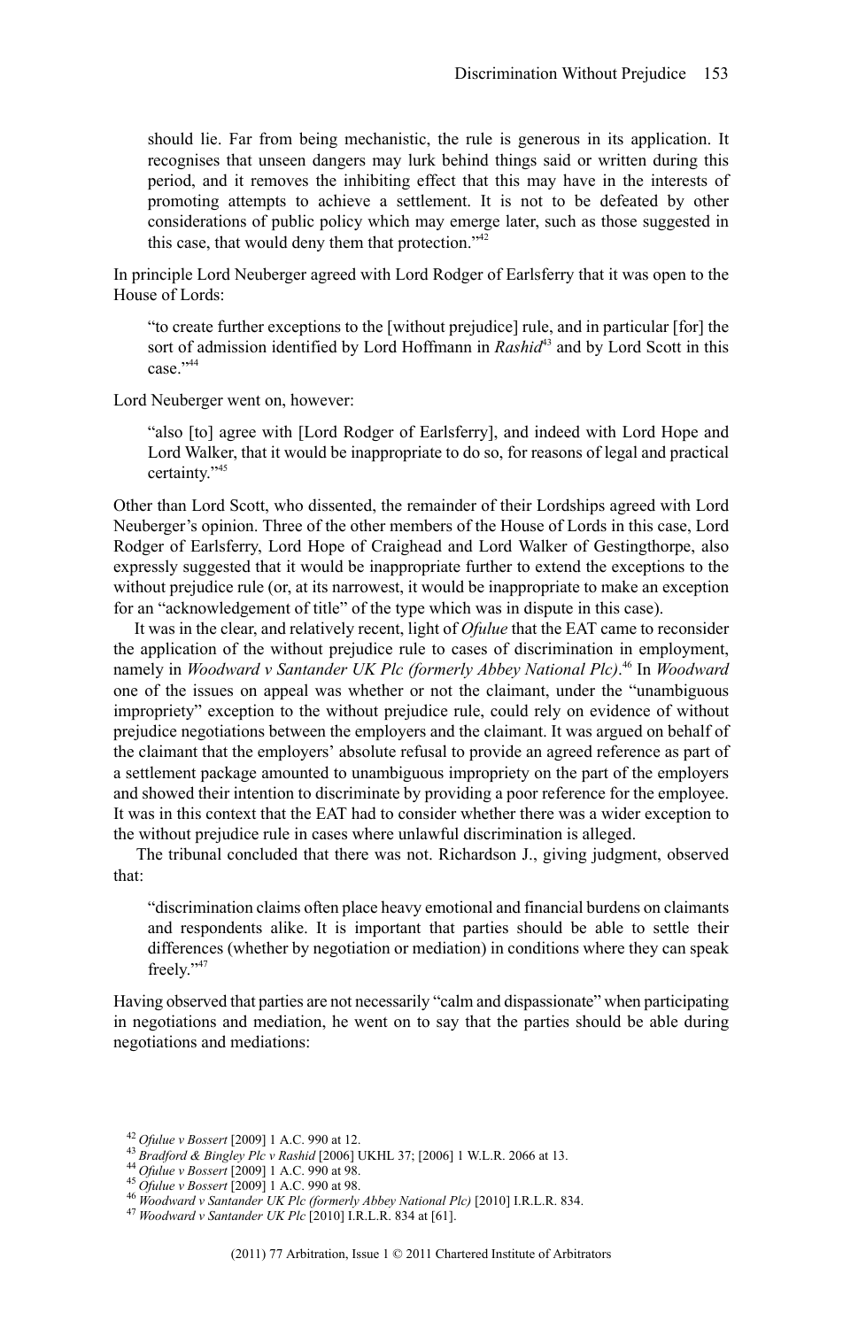should lie. Far from being mechanistic, the rule is generous in its application. It recognises that unseen dangers may lurk behind things said or written during this period, and it removes the inhibiting effect that this may have in the interests of promoting attempts to achieve a settlement. It is not to be defeated by other considerations of public policy which may emerge later, such as those suggested in this case, that would deny them that protection."[42]

In principle Lord Neuberger agreed with Lord Rodger of Earlsferry that it was open to the House of Lords:

> "to create further exceptions to the [without prejudice] rule, and in particular [for] the sort of admission identified by Lord Hoffmann in *Rashid*[43] and by Lord Scott in this case."[44]

Lord Neuberger went on, however:

> "also [to] agree with [Lord Rodger of Earlsferry], and indeed with Lord Hope and Lord Walker, that it would be inappropriate to do so, for reasons of legal and practical certainty."[45]

Other than Lord Scott, who dissented, the remainder of their Lordships agreed with Lord Neuberger's opinion. Three of the other members of the House of Lords in this case, Lord Rodger of Earlsferry, Lord Hope of Craighead and Lord Walker of Gestingthorpe, also expressly suggested that it would be inappropriate further to extend the exceptions to the without prejudice rule (or, at its narrowest, it would be inappropriate to make an exception for an "acknowledgement of title" of the type which was in dispute in this case).

It was in the clear, and relatively recent, light of *Ofulue* that the EAT came to reconsider the application of the without prejudice rule to cases of discrimination in employment, namely in *Woodward v Santander UK Plc (formerly Abbey National Plc)*.[46] In *Woodward* one of the issues on appeal was whether or not the claimant, under the "unambiguous impropriety" exception to the without prejudice rule, could rely on evidence of without prejudice negotiations between the employers and the claimant. It was argued on behalf of the claimant that the employers' absolute refusal to provide an agreed reference as part of a settlement package amounted to unambiguous impropriety on the part of the employers and showed their intention to discriminate by providing a poor reference for the employee. It was in this context that the EAT had to consider whether there was a wider exception to the without prejudice rule in cases where unlawful discrimination is alleged.

The tribunal concluded that there was not. Richardson J., giving judgment, observed that:

> "discrimination claims often place heavy emotional and financial burdens on claimants and respondents alike. It is important that parties should be able to settle their differences (whether by negotiation or mediation) in conditions where they can speak freely."[47]

Having observed that parties are not necessarily "calm and dispassionate" when participating in negotiations and mediation, he went on to say that the parties should be able during negotiations and mediations:

[42] *Ofulue v Bossert* [2009] 1 A.C. 990 at 12.

[43] *Bradford & Bingley Plc v Rashid* [2006] UKHL 37; [2006] 1 W.L.R. 2066 at 13.

[44] *Ofulue v Bossert* [2009] 1 A.C. 990 at 98.

[45] *Ofulue v Bossert* [2009] 1 A.C. 990 at 98.

[46] *Woodward v Santander UK Plc (formerly Abbey National Plc)* [2010] I.R.L.R. 834.

[47] *Woodward v Santander UK Plc* [2010] I.R.L.R. 834 at [61].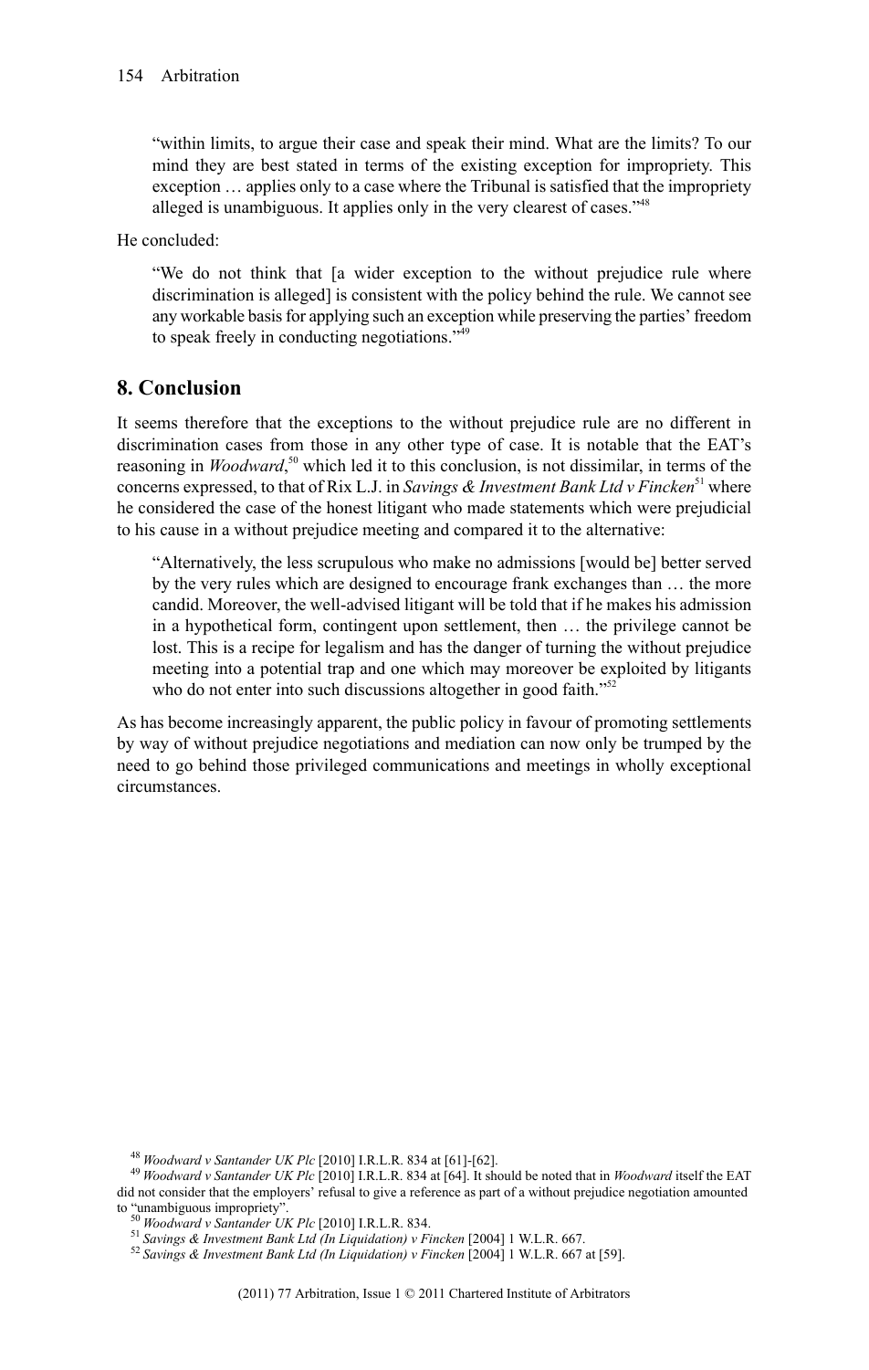> "within limits, to argue their case and speak their mind. What are the limits? To our mind they are best stated in terms of the existing exception for impropriety. This exception … applies only to a case where the Tribunal is satisfied that the impropriety alleged is unambiguous. It applies only in the very clearest of cases."[48]

He concluded:

> "We do not think that [a wider exception to the without prejudice rule where discrimination is alleged] is consistent with the policy behind the rule. We cannot see any workable basis for applying such an exception while preserving the parties' freedom to speak freely in conducting negotiations."[49]

## 8. Conclusion

It seems therefore that the exceptions to the without prejudice rule are no different in discrimination cases from those in any other type of case. It is notable that the EAT's reasoning in *Woodward*,[50] which led it to this conclusion, is not dissimilar, in terms of the concerns expressed, to that of Rix L.J. in *Savings & Investment Bank Ltd v Fincken*[51] where he considered the case of the honest litigant who made statements which were prejudicial to his cause in a without prejudice meeting and compared it to the alternative:

> "Alternatively, the less scrupulous who make no admissions [would be] better served by the very rules which are designed to encourage frank exchanges than … the more candid. Moreover, the well-advised litigant will be told that if he makes his admission in a hypothetical form, contingent upon settlement, then … the privilege cannot be lost. This is a recipe for legalism and has the danger of turning the without prejudice meeting into a potential trap and one which may moreover be exploited by litigants who do not enter into such discussions altogether in good faith."[52]

As has become increasingly apparent, the public policy in favour of promoting settlements by way of without prejudice negotiations and mediation can now only be trumped by the need to go behind those privileged communications and meetings in wholly exceptional circumstances.

---

[48] *Woodward v Santander UK Plc* [2010] I.R.L.R. 834 at [61]-[62].

[49] *Woodward v Santander UK Plc* [2010] I.R.L.R. 834 at [64]. It should be noted that in *Woodward* itself the EAT did not consider that the employers' refusal to give a reference as part of a without prejudice negotiation amounted to "unambiguous impropriety".

[50] *Woodward v Santander UK Plc* [2010] I.R.L.R. 834.

[51] *Savings & Investment Bank Ltd (In Liquidation) v Fincken* [2004] 1 W.L.R. 667.

[52] *Savings & Investment Bank Ltd (In Liquidation) v Fincken* [2004] 1 W.L.R. 667 at [59].